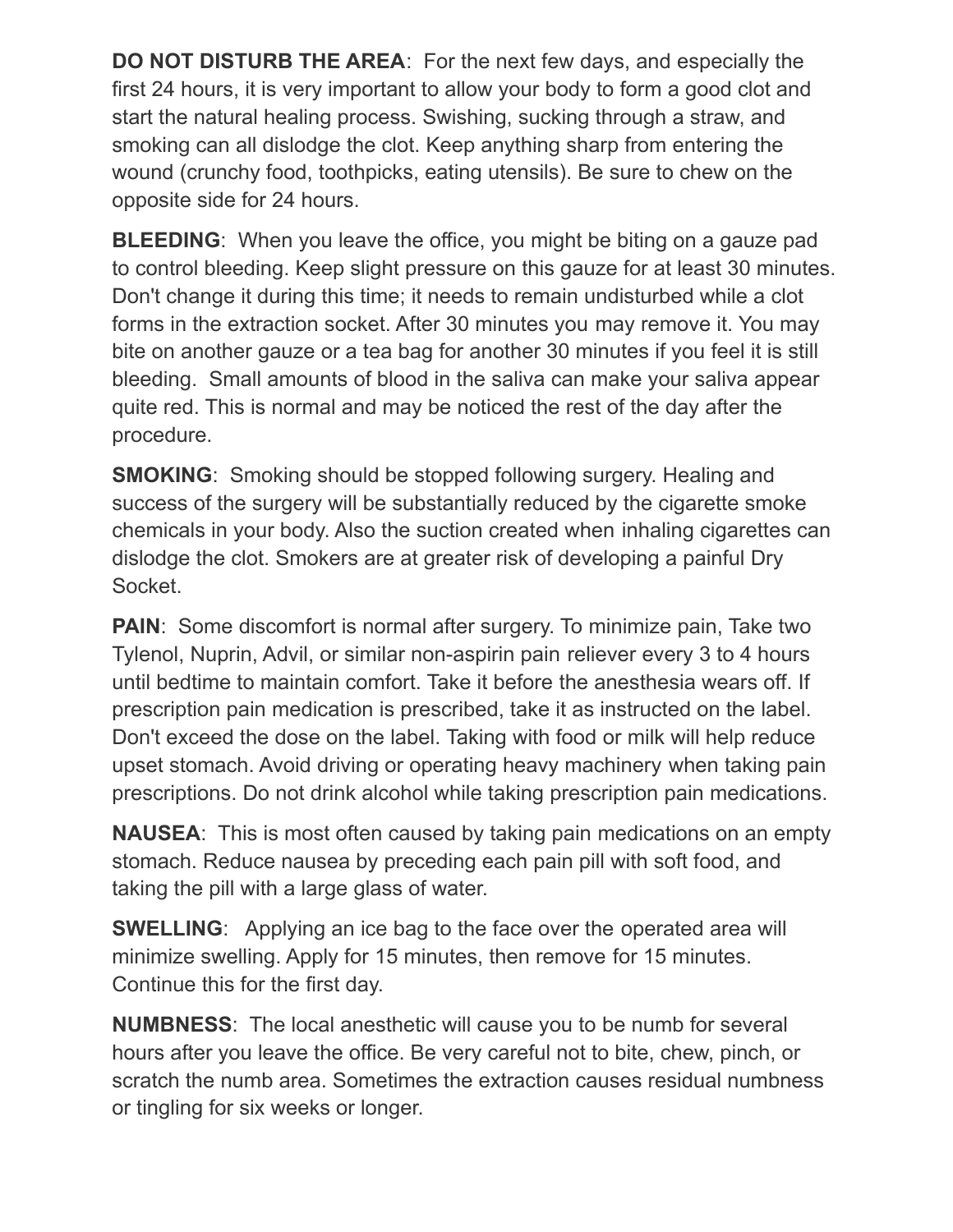**DO NOT DISTURB THE AREA**: For the next few days, and especially the first 24 hours, it is very important to allow your body to form a good clot and start the natural healing process. Swishing, sucking through a straw, and smoking can all dislodge the clot. Keep anything sharp from entering the wound (crunchy food, toothpicks, eating utensils). Be sure to chew on the opposite side for 24 hours.

**BLEEDING**: When you leave the office, you might be biting on a gauze pad to control bleeding. Keep slight pressure on this gauze for at least 30 minutes. Don't change it during this time; it needs to remain undisturbed while a clot forms in the extraction socket. After 30 minutes you may remove it. You may bite on another gauze or a tea bag for another 30 minutes if you feel it is still bleeding. Small amounts of blood in the saliva can make your saliva appear quite red. This is normal and may be noticed the rest of the day after the procedure.

**SMOKING**: Smoking should be stopped following surgery. Healing and success of the surgery will be substantially reduced by the cigarette smoke chemicals in your body. Also the suction created when inhaling cigarettes can dislodge the clot. Smokers are at greater risk of developing a painful Dry Socket.

**PAIN**: Some discomfort is normal after surgery. To minimize pain, Take two Tylenol, Nuprin, Advil, or similar non-aspirin pain reliever every 3 to 4 hours until bedtime to maintain comfort. Take it before the anesthesia wears off. If prescription pain medication is prescribed, take it as instructed on the label. Don't exceed the dose on the label. Taking with food or milk will help reduce upset stomach. Avoid driving or operating heavy machinery when taking pain prescriptions. Do not drink alcohol while taking prescription pain medications.

**NAUSEA**: This is most often caused by taking pain medications on an empty stomach. Reduce nausea by preceding each pain pill with soft food, and taking the pill with a large glass of water.

**SWELLING**: Applying an ice bag to the face over the operated area will minimize swelling. Apply for 15 minutes, then remove for 15 minutes. Continue this for the first day.

**NUMBNESS**: The local anesthetic will cause you to be numb for several hours after you leave the office. Be very careful not to bite, chew, pinch, or scratch the numb area. Sometimes the extraction causes residual numbness or tingling for six weeks or longer.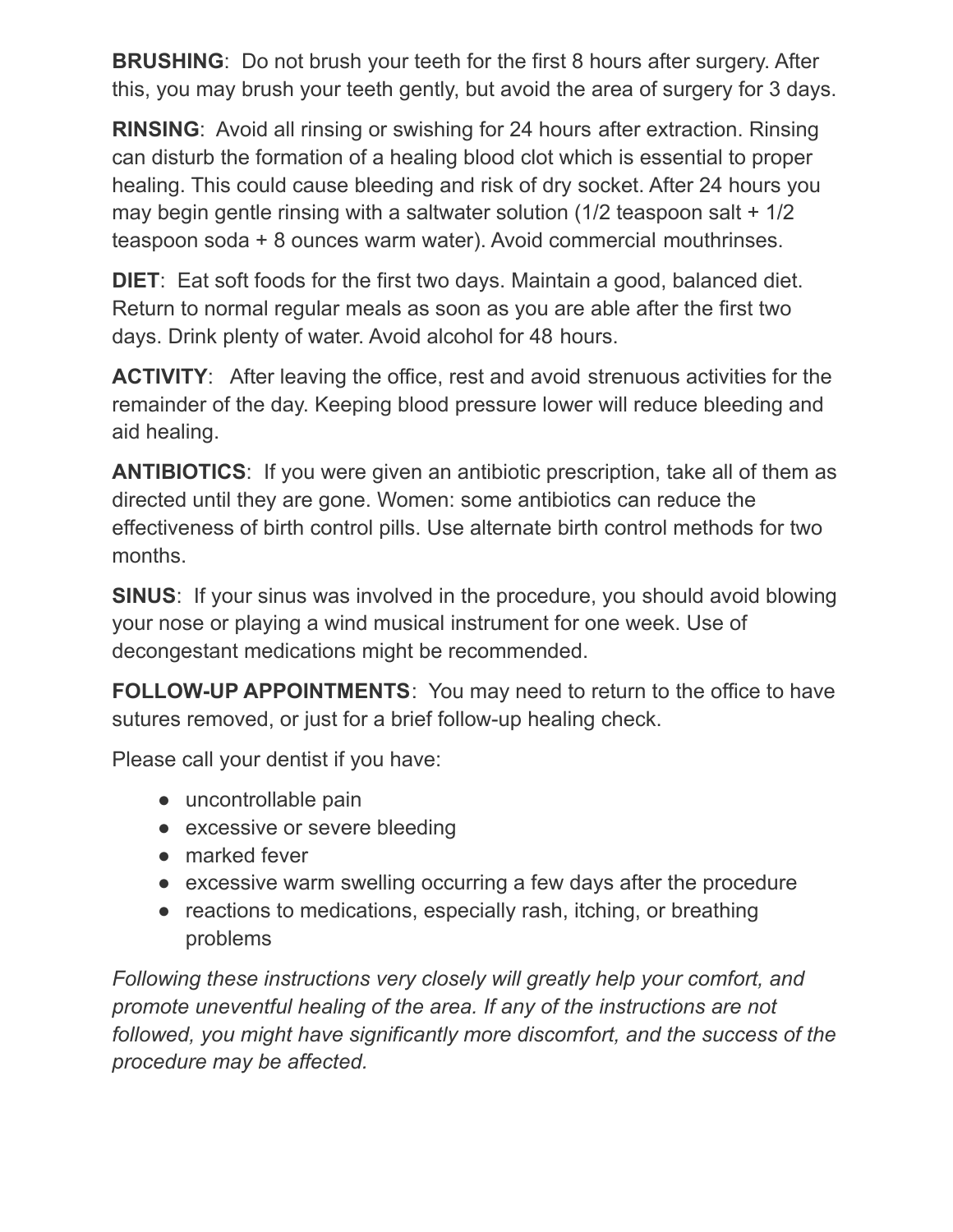**BRUSHING**: Do not brush your teeth for the first 8 hours after surgery. After this, you may brush your teeth gently, but avoid the area of surgery for 3 days.

**RINSING**: Avoid all rinsing or swishing for 24 hours after extraction. Rinsing can disturb the formation of a healing blood clot which is essential to proper healing. This could cause bleeding and risk of dry socket. After 24 hours you may begin gentle rinsing with a saltwater solution (1/2 teaspoon salt + 1/2 teaspoon soda + 8 ounces warm water). Avoid commercial mouthrinses.

**DIET**: Eat soft foods for the first two days. Maintain a good, balanced diet. Return to normal regular meals as soon as you are able after the first two days. Drink plenty of water. Avoid alcohol for 48 hours.

**ACTIVITY**: After leaving the office, rest and avoid strenuous activities for the remainder of the day. Keeping blood pressure lower will reduce bleeding and aid healing.

**ANTIBIOTICS**: If you were given an antibiotic prescription, take all of them as directed until they are gone. Women: some antibiotics can reduce the effectiveness of birth control pills. Use alternate birth control methods for two months.

**SINUS**: If your sinus was involved in the procedure, you should avoid blowing your nose or playing a wind musical instrument for one week. Use of decongestant medications might be recommended.

**FOLLOW-UP APPOINTMENTS**: You may need to return to the office to have sutures removed, or just for a brief follow-up healing check.

Please call your dentist if you have:

- uncontrollable pain
- excessive or severe bleeding
- marked fever
- excessive warm swelling occurring a few days after the procedure
- reactions to medications, especially rash, itching, or breathing problems

*Following these instructions very closely will greatly help your comfort, and promote uneventful healing of the area. If any of the instructions are not followed, you might have significantly more discomfort, and the success of the procedure may be affected.*